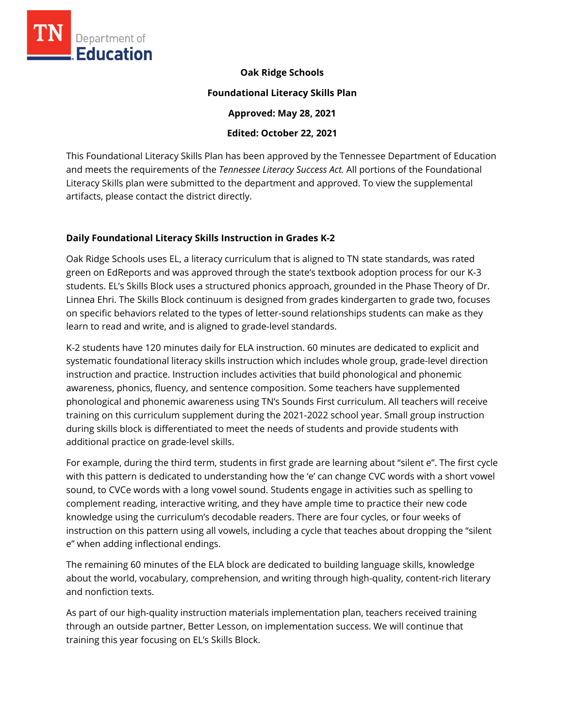**Oak Ridge Schools**

**Foundational Literacy Skills Plan**

**Approved: May 28, 2021**

**Edited: October 22, 2021**

This Foundational Literacy Skills Plan has been approved by the Tennessee Department of Education and meets the requirements of the *Tennessee Literacy Success Act.* All portions of the Foundational Literacy Skills plan were submitted to the department and approved. To view the supplemental artifacts, please contact the district directly.

## Daily Foundational Literacy Skills Instruction in Grades K-2

Oak Ridge Schools uses EL, a literacy curriculum that is aligned to TN state standards, was rated green on EdReports and was approved through the state's textbook adoption process for our K-3 students. EL's Skills Block uses a structured phonics approach, grounded in the Phase Theory of Dr. Linnea Ehri. The Skills Block continuum is designed from grades kindergarten to grade two, focuses on specific behaviors related to the types of letter-sound relationships students can make as they learn to read and write, and is aligned to grade-level standards.

K-2 students have 120 minutes daily for ELA instruction. 60 minutes are dedicated to explicit and systematic foundational literacy skills instruction which includes whole group, grade-level direction instruction and practice. Instruction includes activities that build phonological and phonemic awareness, phonics, fluency, and sentence composition. Some teachers have supplemented phonological and phonemic awareness using TN's Sounds First curriculum. All teachers will receive training on this curriculum supplement during the 2021-2022 school year. Small group instruction during skills block is differentiated to meet the needs of students and provide students with additional practice on grade-level skills.

For example, during the third term, students in first grade are learning about "silent e". The first cycle with this pattern is dedicated to understanding how the 'e' can change CVC words with a short vowel sound, to CVCe words with a long vowel sound. Students engage in activities such as spelling to complement reading, interactive writing, and they have ample time to practice their new code knowledge using the curriculum's decodable readers. There are four cycles, or four weeks of instruction on this pattern using all vowels, including a cycle that teaches about dropping the "silent e" when adding inflectional endings.

The remaining 60 minutes of the ELA block are dedicated to building language skills, knowledge about the world, vocabulary, comprehension, and writing through high-quality, content-rich literary and nonfiction texts.

As part of our high-quality instruction materials implementation plan, teachers received training through an outside partner, Better Lesson, on implementation success. We will continue that training this year focusing on EL's Skills Block.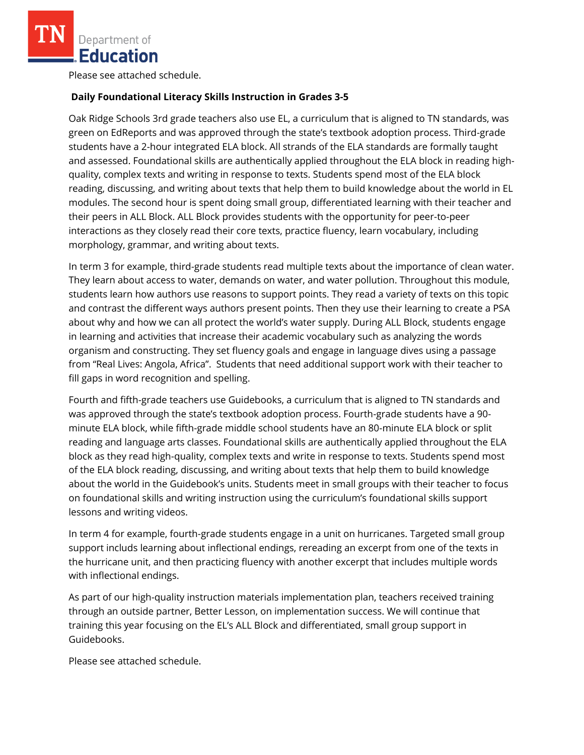Please see attached schedule.

**Daily Foundational Literacy Skills Instruction in Grades 3-5**

Oak Ridge Schools 3rd grade teachers also use EL, a curriculum that is aligned to TN standards, was green on EdReports and was approved through the state's textbook adoption process. Third-grade students have a 2-hour integrated ELA block. All strands of the ELA standards are formally taught and assessed. Foundational skills are authentically applied throughout the ELA block in reading high-quality, complex texts and writing in response to texts. Students spend most of the ELA block reading, discussing, and writing about texts that help them to build knowledge about the world in EL modules. The second hour is spent doing small group, differentiated learning with their teacher and their peers in ALL Block. ALL Block provides students with the opportunity for peer-to-peer interactions as they closely read their core texts, practice fluency, learn vocabulary, including morphology, grammar, and writing about texts.

In term 3 for example, third-grade students read multiple texts about the importance of clean water. They learn about access to water, demands on water, and water pollution. Throughout this module, students learn how authors use reasons to support points. They read a variety of texts on this topic and contrast the different ways authors present points. Then they use their learning to create a PSA about why and how we can all protect the world's water supply. During ALL Block, students engage in learning and activities that increase their academic vocabulary such as analyzing the words organism and constructing. They set fluency goals and engage in language dives using a passage from "Real Lives: Angola, Africa". Students that need additional support work with their teacher to fill gaps in word recognition and spelling.

Fourth and fifth-grade teachers use Guidebooks, a curriculum that is aligned to TN standards and was approved through the state's textbook adoption process. Fourth-grade students have a 90-minute ELA block, while fifth-grade middle school students have an 80-minute ELA block or split reading and language arts classes. Foundational skills are authentically applied throughout the ELA block as they read high-quality, complex texts and write in response to texts. Students spend most of the ELA block reading, discussing, and writing about texts that help them to build knowledge about the world in the Guidebook's units. Students meet in small groups with their teacher to focus on foundational skills and writing instruction using the curriculum's foundational skills support lessons and writing videos.

In term 4 for example, fourth-grade students engage in a unit on hurricanes. Targeted small group support includs learning about inflectional endings, rereading an excerpt from one of the texts in the hurricane unit, and then practicing fluency with another excerpt that includes multiple words with inflectional endings.

As part of our high-quality instruction materials implementation plan, teachers received training through an outside partner, Better Lesson, on implementation success. We will continue that training this year focusing on the EL's ALL Block and differentiated, small group support in Guidebooks.

Please see attached schedule.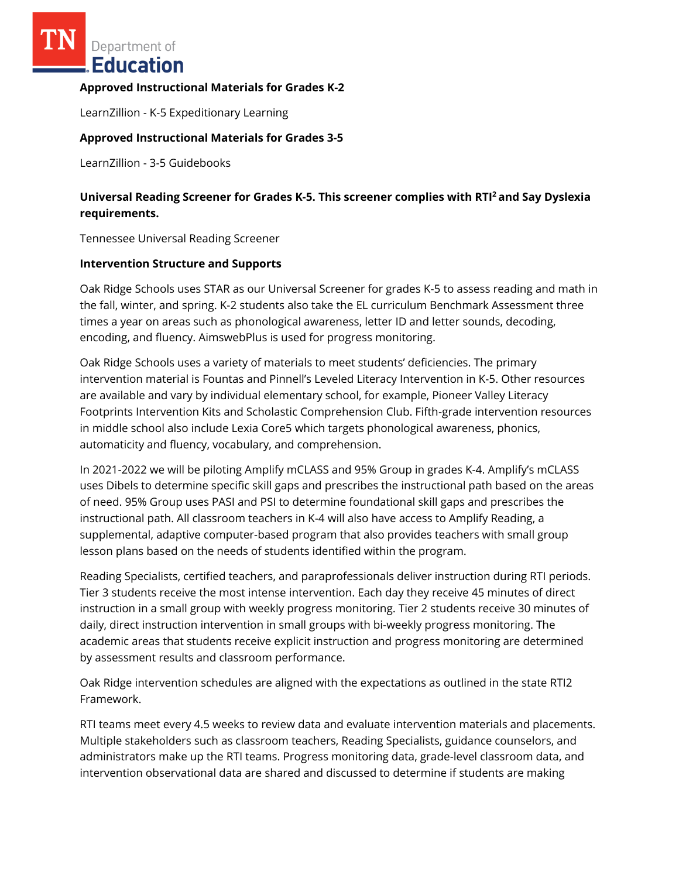**Approved Instructional Materials for Grades K-2**

LearnZillion - K-5 Expeditionary Learning

**Approved Instructional Materials for Grades 3-5**

LearnZillion - 3-5 Guidebooks

**Universal Reading Screener for Grades K-5. This screener complies with RTI[2] and Say Dyslexia requirements.**

Tennessee Universal Reading Screener

**Intervention Structure and Supports**

Oak Ridge Schools uses STAR as our Universal Screener for grades K-5 to assess reading and math in the fall, winter, and spring. K-2 students also take the EL curriculum Benchmark Assessment three times a year on areas such as phonological awareness, letter ID and letter sounds, decoding, encoding, and fluency. AimswebPlus is used for progress monitoring.

Oak Ridge Schools uses a variety of materials to meet students' deficiencies. The primary intervention material is Fountas and Pinnell's Leveled Literacy Intervention in K-5. Other resources are available and vary by individual elementary school, for example, Pioneer Valley Literacy Footprints Intervention Kits and Scholastic Comprehension Club. Fifth-grade intervention resources in middle school also include Lexia Core5 which targets phonological awareness, phonics, automaticity and fluency, vocabulary, and comprehension.

In 2021-2022 we will be piloting Amplify mCLASS and 95% Group in grades K-4. Amplify's mCLASS uses Dibels to determine specific skill gaps and prescribes the instructional path based on the areas of need. 95% Group uses PASI and PSI to determine foundational skill gaps and prescribes the instructional path. All classroom teachers in K-4 will also have access to Amplify Reading, a supplemental, adaptive computer-based program that also provides teachers with small group lesson plans based on the needs of students identified within the program.

Reading Specialists, certified teachers, and paraprofessionals deliver instruction during RTI periods. Tier 3 students receive the most intense intervention. Each day they receive 45 minutes of direct instruction in a small group with weekly progress monitoring. Tier 2 students receive 30 minutes of daily, direct instruction intervention in small groups with bi-weekly progress monitoring. The academic areas that students receive explicit instruction and progress monitoring are determined by assessment results and classroom performance.

Oak Ridge intervention schedules are aligned with the expectations as outlined in the state RTI2 Framework.

RTI teams meet every 4.5 weeks to review data and evaluate intervention materials and placements. Multiple stakeholders such as classroom teachers, Reading Specialists, guidance counselors, and administrators make up the RTI teams. Progress monitoring data, grade-level classroom data, and intervention observational data are shared and discussed to determine if students are making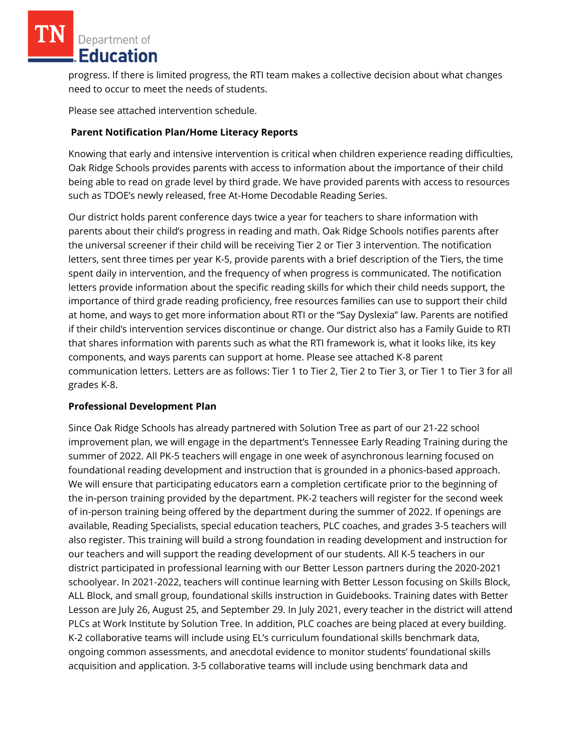progress. If there is limited progress, the RTI team makes a collective decision about what changes need to occur to meet the needs of students.

Please see attached intervention schedule.

**Parent Notification Plan/Home Literacy Reports**

Knowing that early and intensive intervention is critical when children experience reading difficulties, Oak Ridge Schools provides parents with access to information about the importance of their child being able to read on grade level by third grade. We have provided parents with access to resources such as TDOE's newly released, free At-Home Decodable Reading Series.

Our district holds parent conference days twice a year for teachers to share information with parents about their child's progress in reading and math. Oak Ridge Schools notifies parents after the universal screener if their child will be receiving Tier 2 or Tier 3 intervention. The notification letters, sent three times per year K-5, provide parents with a brief description of the Tiers, the time spent daily in intervention, and the frequency of when progress is communicated. The notification letters provide information about the specific reading skills for which their child needs support, the importance of third grade reading proficiency, free resources families can use to support their child at home, and ways to get more information about RTI or the "Say Dyslexia" law. Parents are notified if their child's intervention services discontinue or change. Our district also has a Family Guide to RTI that shares information with parents such as what the RTI framework is, what it looks like, its key components, and ways parents can support at home. Please see attached K-8 parent communication letters. Letters are as follows: Tier 1 to Tier 2, Tier 2 to Tier 3, or Tier 1 to Tier 3 for all grades K-8.

**Professional Development Plan**

Since Oak Ridge Schools has already partnered with Solution Tree as part of our 21-22 school improvement plan, we will engage in the department's Tennessee Early Reading Training during the summer of 2022. All PK-5 teachers will engage in one week of asynchronous learning focused on foundational reading development and instruction that is grounded in a phonics-based approach. We will ensure that participating educators earn a completion certificate prior to the beginning of the in-person training provided by the department. PK-2 teachers will register for the second week of in-person training being offered by the department during the summer of 2022. If openings are available, Reading Specialists, special education teachers, PLC coaches, and grades 3-5 teachers will also register. This training will build a strong foundation in reading development and instruction for our teachers and will support the reading development of our students. All K-5 teachers in our district participated in professional learning with our Better Lesson partners during the 2020-2021 schoolyear. In 2021-2022, teachers will continue learning with Better Lesson focusing on Skills Block, ALL Block, and small group, foundational skills instruction in Guidebooks. Training dates with Better Lesson are July 26, August 25, and September 29. In July 2021, every teacher in the district will attend PLCs at Work Institute by Solution Tree. In addition, PLC coaches are being placed at every building. K-2 collaborative teams will include using EL's curriculum foundational skills benchmark data, ongoing common assessments, and anecdotal evidence to monitor students' foundational skills acquisition and application. 3-5 collaborative teams will include using benchmark data and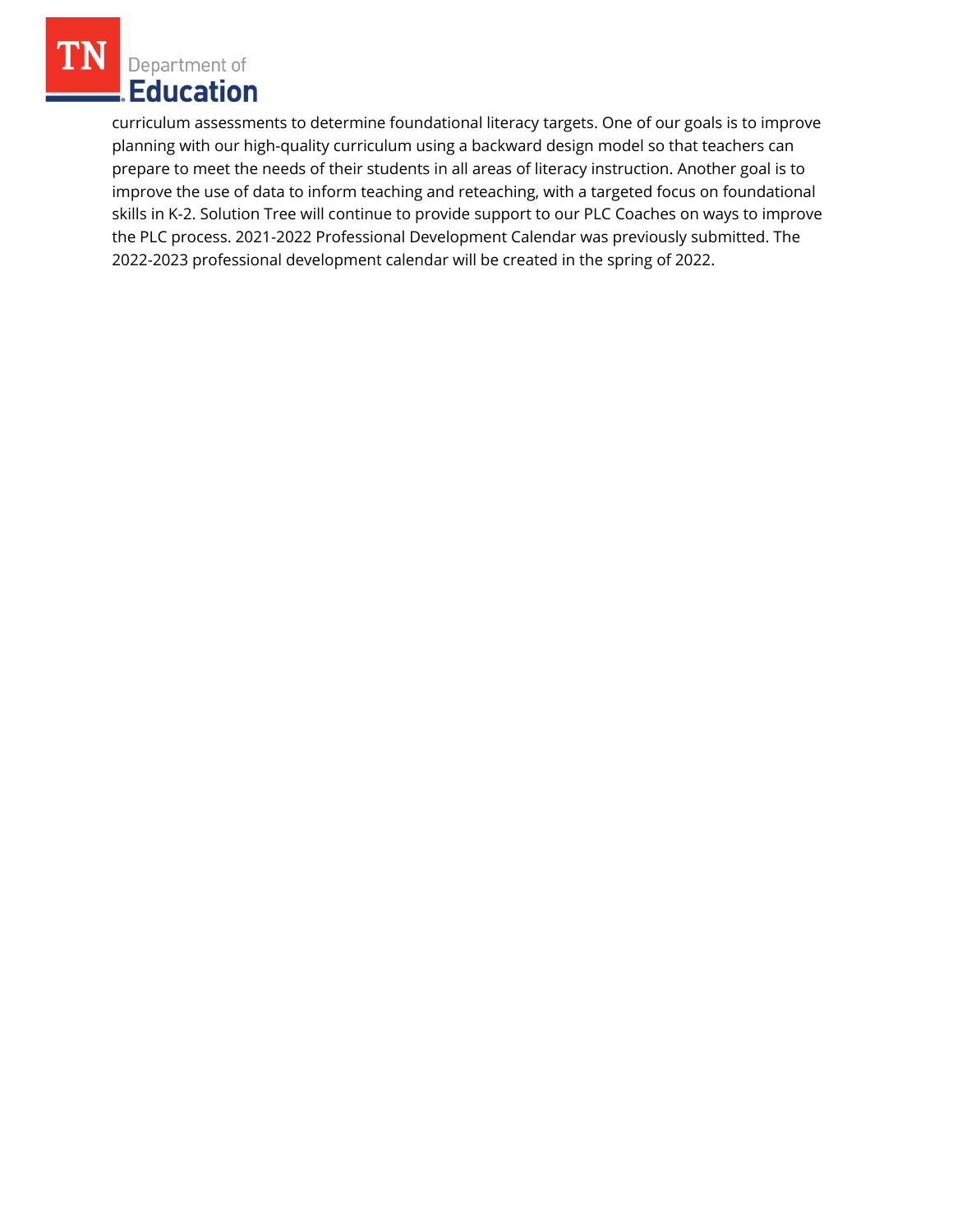curriculum assessments to determine foundational literacy targets. One of our goals is to improve planning with our high-quality curriculum using a backward design model so that teachers can prepare to meet the needs of their students in all areas of literacy instruction. Another goal is to improve the use of data to inform teaching and reteaching, with a targeted focus on foundational skills in K-2. Solution Tree will continue to provide support to our PLC Coaches on ways to improve the PLC process. 2021-2022 Professional Development Calendar was previously submitted. The 2022-2023 professional development calendar will be created in the spring of 2022.